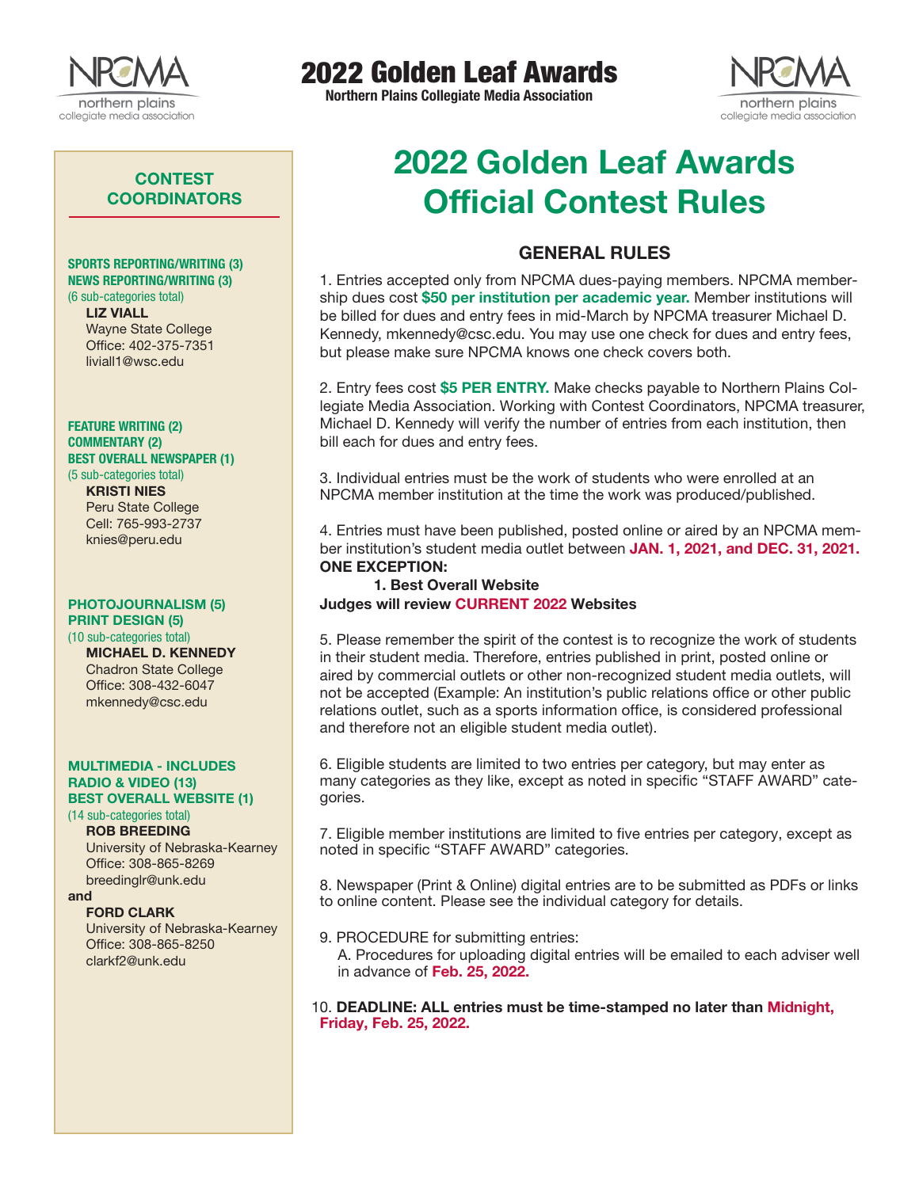# 2022 Golden Leaf Awards

**Northern Plains Collegiate Media Association**

## CONTEST COORDINATORS

**SPORTS REPORTING/WRITING (3)**
**NEWS REPORTING/WRITING (3)**
(6 sub-categories total)

**LIZ VIALL**
Wayne State College
Office: 402-375-7351
liviall1@wsc.edu

**FEATURE WRITING (2)**
**COMMENTARY (2)**
**BEST OVERALL NEWSPAPER (1)**
(5 sub-categories total)

**KRISTI NIES**
Peru State College
Cell: 765-993-2737
knies@peru.edu

**PHOTOJOURNALISM (5)**
**PRINT DESIGN (5)**
(10 sub-categories total)

**MICHAEL D. KENNEDY**
Chadron State College
Office: 308-432-6047
mkennedy@csc.edu

**MULTIMEDIA - INCLUDES RADIO & VIDEO (13)**
**BEST OVERALL WEBSITE (1)**
(14 sub-categories total)

**ROB BREEDING**
University of Nebraska-Kearney
Office: 308-865-8269
breedinglr@unk.edu

**and**

**FORD CLARK**
University of Nebraska-Kearney
Office: 308-865-8250
clarkf2@unk.edu

# 2022 Golden Leaf Awards Official Contest Rules

## GENERAL RULES

1. Entries accepted only from NPCMA dues-paying members. NPCMA membership dues cost **$50 per institution per academic year.** Member institutions will be billed for dues and entry fees in mid-March by NPCMA treasurer Michael D. Kennedy, mkennedy@csc.edu. You may use one check for dues and entry fees, but please make sure NPCMA knows one check covers both.

2. Entry fees cost **$5 PER ENTRY.** Make checks payable to Northern Plains Collegiate Media Association. Working with Contest Coordinators, NPCMA treasurer, Michael D. Kennedy will verify the number of entries from each institution, then bill each for dues and entry fees.

3. Individual entries must be the work of students who were enrolled at an NPCMA member institution at the time the work was produced/published.

4. Entries must have been published, posted online or aired by an NPCMA member institution's student media outlet between **JAN. 1, 2021, and DEC. 31, 2021.**
**ONE EXCEPTION:**
**1. Best Overall Website**
**Judges will review CURRENT 2022 Websites**

5. Please remember the spirit of the contest is to recognize the work of students in their student media. Therefore, entries published in print, posted online or aired by commercial outlets or other non-recognized student media outlets, will not be accepted (Example: An institution's public relations office or other public relations outlet, such as a sports information office, is considered professional and therefore not an eligible student media outlet).

6. Eligible students are limited to two entries per category, but may enter as many categories as they like, except as noted in specific "STAFF AWARD" categories.

7. Eligible member institutions are limited to five entries per category, except as noted in specific "STAFF AWARD" categories.

8. Newspaper (Print & Online) digital entries are to be submitted as PDFs or links to online content. Please see the individual category for details.

9. PROCEDURE for submitting entries:
   A. Procedures for uploading digital entries will be emailed to each adviser well in advance of **Feb. 25, 2022.**

10. **DEADLINE: ALL entries must be time-stamped no later than Midnight, Friday, Feb. 25, 2022.**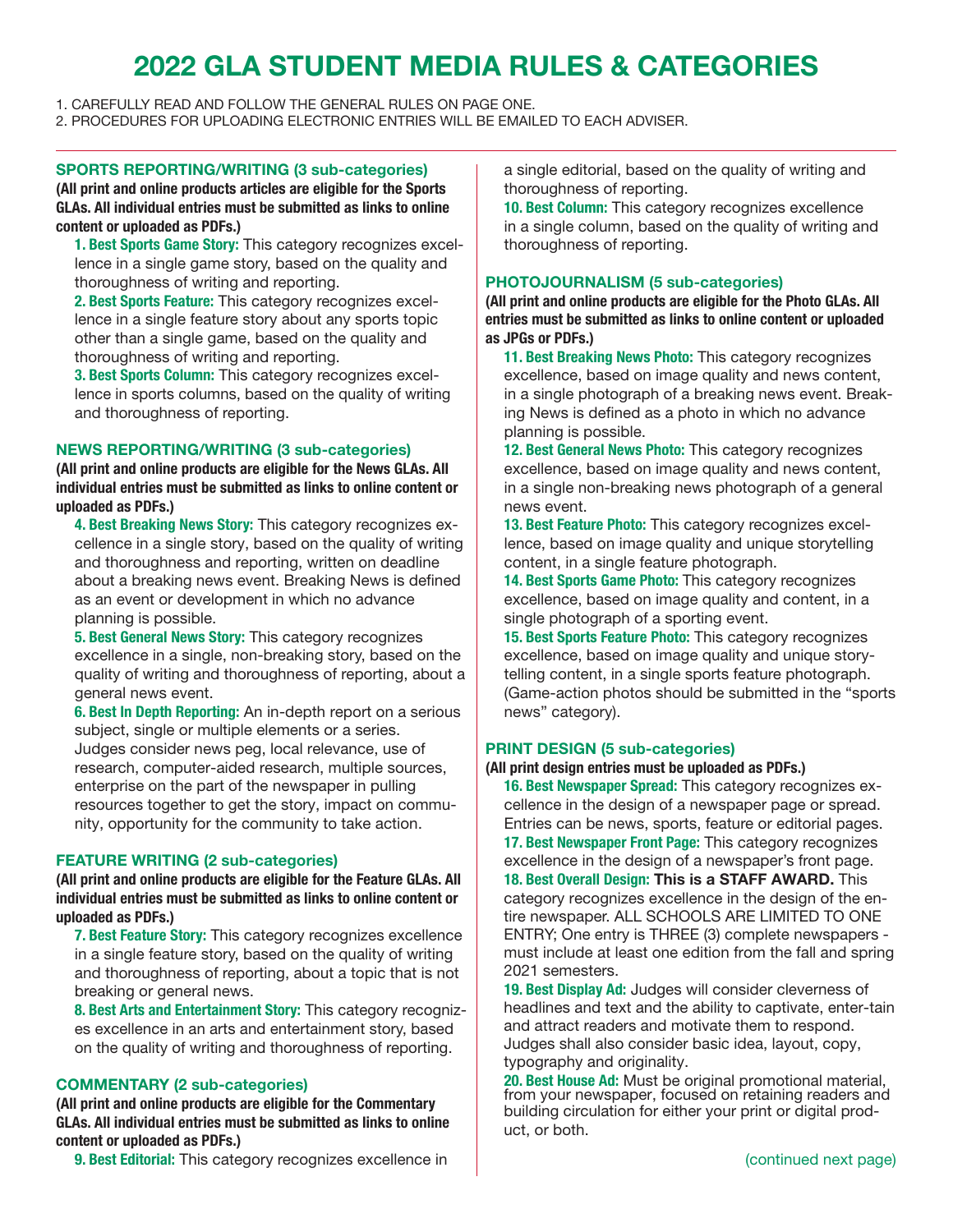# 2022 GLA STUDENT MEDIA RULES & CATEGORIES

1. CAREFULLY READ AND FOLLOW THE GENERAL RULES ON PAGE ONE.
2. PROCEDURES FOR UPLOADING ELECTRONIC ENTRIES WILL BE EMAILED TO EACH ADVISER.

---

## SPORTS REPORTING/WRITING (3 sub-categories)

**(All print and online products articles are eligible for the Sports GLAs. All individual entries must be submitted as links to online content or uploaded as PDFs.)**

**1. Best Sports Game Story:** This category recognizes excellence in a single game story, based on the quality and thoroughness of writing and reporting.

**2. Best Sports Feature:** This category recognizes excellence in a single feature story about any sports topic other than a single game, based on the quality and thoroughness of writing and reporting.

**3. Best Sports Column:** This category recognizes excellence in sports columns, based on the quality of writing and thoroughness of reporting.

## NEWS REPORTING/WRITING (3 sub-categories)

**(All print and online products are eligible for the News GLAs. All individual entries must be submitted as links to online content or uploaded as PDFs.)**

**4. Best Breaking News Story:** This category recognizes excellence in a single story, based on the quality of writing and thoroughness and reporting, written on deadline about a breaking news event. Breaking News is defined as an event or development in which no advance planning is possible.

**5. Best General News Story:** This category recognizes excellence in a single, non-breaking story, based on the quality of writing and thoroughness of reporting, about a general news event.

**6. Best In Depth Reporting:** An in-depth report on a serious subject, single or multiple elements or a series. Judges consider news peg, local relevance, use of research, computer-aided research, multiple sources, enterprise on the part of the newspaper in pulling resources together to get the story, impact on community, opportunity for the community to take action.

## FEATURE WRITING (2 sub-categories)

**(All print and online products are eligible for the Feature GLAs. All individual entries must be submitted as links to online content or uploaded as PDFs.)**

**7. Best Feature Story:** This category recognizes excellence in a single feature story, based on the quality of writing and thoroughness of reporting, about a topic that is not breaking or general news.

**8. Best Arts and Entertainment Story:** This category recognizes excellence in an arts and entertainment story, based on the quality of writing and thoroughness of reporting.

## COMMENTARY (2 sub-categories)

**(All print and online products are eligible for the Commentary GLAs. All individual entries must be submitted as links to online content or uploaded as PDFs.)**

**9. Best Editorial:** This category recognizes excellence in a single editorial, based on the quality of writing and thoroughness of reporting.

**10. Best Column:** This category recognizes excellence in a single column, based on the quality of writing and thoroughness of reporting.

## PHOTOJOURNALISM (5 sub-categories)

**(All print and online products are eligible for the Photo GLAs. All entries must be submitted as links to online content or uploaded as JPGs or PDFs.)**

**11. Best Breaking News Photo:** This category recognizes excellence, based on image quality and news content, in a single photograph of a breaking news event. Breaking News is defined as a photo in which no advance planning is possible.

**12. Best General News Photo:** This category recognizes excellence, based on image quality and news content, in a single non-breaking news photograph of a general news event.

**13. Best Feature Photo:** This category recognizes excellence, based on image quality and unique storytelling content, in a single feature photograph.

**14. Best Sports Game Photo:** This category recognizes excellence, based on image quality and content, in a single photograph of a sporting event.

**15. Best Sports Feature Photo:** This category recognizes excellence, based on image quality and unique storytelling content, in a single sports feature photograph. (Game-action photos should be submitted in the "sports news" category).

## PRINT DESIGN (5 sub-categories)

**(All print design entries must be uploaded as PDFs.)**

**16. Best Newspaper Spread:** This category recognizes excellence in the design of a newspaper page or spread. Entries can be news, sports, feature or editorial pages.

**17. Best Newspaper Front Page:** This category recognizes excellence in the design of a newspaper's front page.

**18. Best Overall Design: This is a STAFF AWARD.** This category recognizes excellence in the design of the entire newspaper. ALL SCHOOLS ARE LIMITED TO ONE ENTRY; One entry is THREE (3) complete newspapers - must include at least one edition from the fall and spring 2021 semesters.

**19. Best Display Ad:** Judges will consider cleverness of headlines and text and the ability to captivate, enter-tain and attract readers and motivate them to respond. Judges shall also consider basic idea, layout, copy, typography and originality.

**20. Best House Ad:** Must be original promotional material, from your newspaper, focused on retaining readers and building circulation for either your print or digital product, or both.

(continued next page)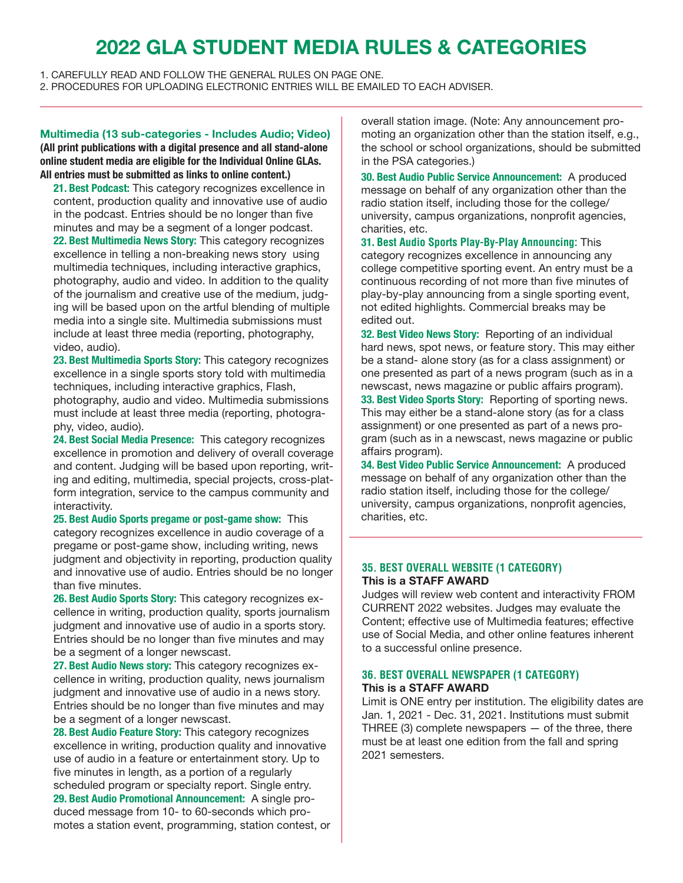# 2022 GLA STUDENT MEDIA RULES & CATEGORIES

1. CAREFULLY READ AND FOLLOW THE GENERAL RULES ON PAGE ONE.
2. PROCEDURES FOR UPLOADING ELECTRONIC ENTRIES WILL BE EMAILED TO EACH ADVISER.

### Multimedia (13 sub-categories - Includes Audio; Video)

**(All print publications with a digital presence and all stand-alone online student media are eligible for the Individual Online GLAs. All entries must be submitted as links to online content.)**

**21. Best Podcast:** This category recognizes excellence in content, production quality and innovative use of audio in the podcast. Entries should be no longer than five minutes and may be a segment of a longer podcast.

**22. Best Multimedia News Story:** This category recognizes excellence in telling a non-breaking news story using multimedia techniques, including interactive graphics, photography, audio and video. In addition to the quality of the journalism and creative use of the medium, judging will be based upon on the artful blending of multiple media into a single site. Multimedia submissions must include at least three media (reporting, photography, video, audio).

**23. Best Multimedia Sports Story:** This category recognizes excellence in a single sports story told with multimedia techniques, including interactive graphics, Flash, photography, audio and video. Multimedia submissions must include at least three media (reporting, photography, video, audio).

**24. Best Social Media Presence:** This category recognizes excellence in promotion and delivery of overall coverage and content. Judging will be based upon reporting, writing and editing, multimedia, special projects, cross-platform integration, service to the campus community and interactivity.

**25. Best Audio Sports pregame or post-game show:** This category recognizes excellence in audio coverage of a pregame or post-game show, including writing, news judgment and objectivity in reporting, production quality and innovative use of audio. Entries should be no longer than five minutes.

**26. Best Audio Sports Story:** This category recognizes excellence in writing, production quality, sports journalism judgment and innovative use of audio in a sports story. Entries should be no longer than five minutes and may be a segment of a longer newscast.

**27. Best Audio News story:** This category recognizes excellence in writing, production quality, news journalism judgment and innovative use of audio in a news story. Entries should be no longer than five minutes and may be a segment of a longer newscast.

**28. Best Audio Feature Story:** This category recognizes excellence in writing, production quality and innovative use of audio in a feature or entertainment story. Up to five minutes in length, as a portion of a regularly scheduled program or specialty report. Single entry.

**29. Best Audio Promotional Announcement:** A single produced message from 10- to 60-seconds which promotes a station event, programming, station contest, or overall station image. (Note: Any announcement promoting an organization other than the station itself, e.g., the school or school organizations, should be submitted in the PSA categories.)

**30. Best Audio Public Service Announcement:** A produced message on behalf of any organization other than the radio station itself, including those for the college/university, campus organizations, nonprofit agencies, charities, etc.

**31. Best Audio Sports Play-By-Play Announcing:** This category recognizes excellence in announcing any college competitive sporting event. An entry must be a continuous recording of not more than five minutes of play-by-play announcing from a single sporting event, not edited highlights. Commercial breaks may be edited out.

**32. Best Video News Story:** Reporting of an individual hard news, spot news, or feature story. This may either be a stand- alone story (as for a class assignment) or one presented as part of a news program (such as in a newscast, news magazine or public affairs program).

**33. Best Video Sports Story:** Reporting of sporting news. This may either be a stand-alone story (as for a class assignment) or one presented as part of a news program (such as in a newscast, news magazine or public affairs program).

**34. Best Video Public Service Announcement:** A produced message on behalf of any organization other than the radio station itself, including those for the college/university, campus organizations, nonprofit agencies, charities, etc.

### 35. BEST OVERALL WEBSITE (1 CATEGORY)

**This is a STAFF AWARD**

Judges will review web content and interactivity FROM CURRENT 2022 websites. Judges may evaluate the Content; effective use of Multimedia features; effective use of Social Media, and other online features inherent to a successful online presence.

### 36. BEST OVERALL NEWSPAPER (1 CATEGORY)

**This is a STAFF AWARD**

Limit is ONE entry per institution. The eligibility dates are Jan. 1, 2021 - Dec. 31, 2021. Institutions must submit THREE (3) complete newspapers — of the three, there must be at least one edition from the fall and spring 2021 semesters.